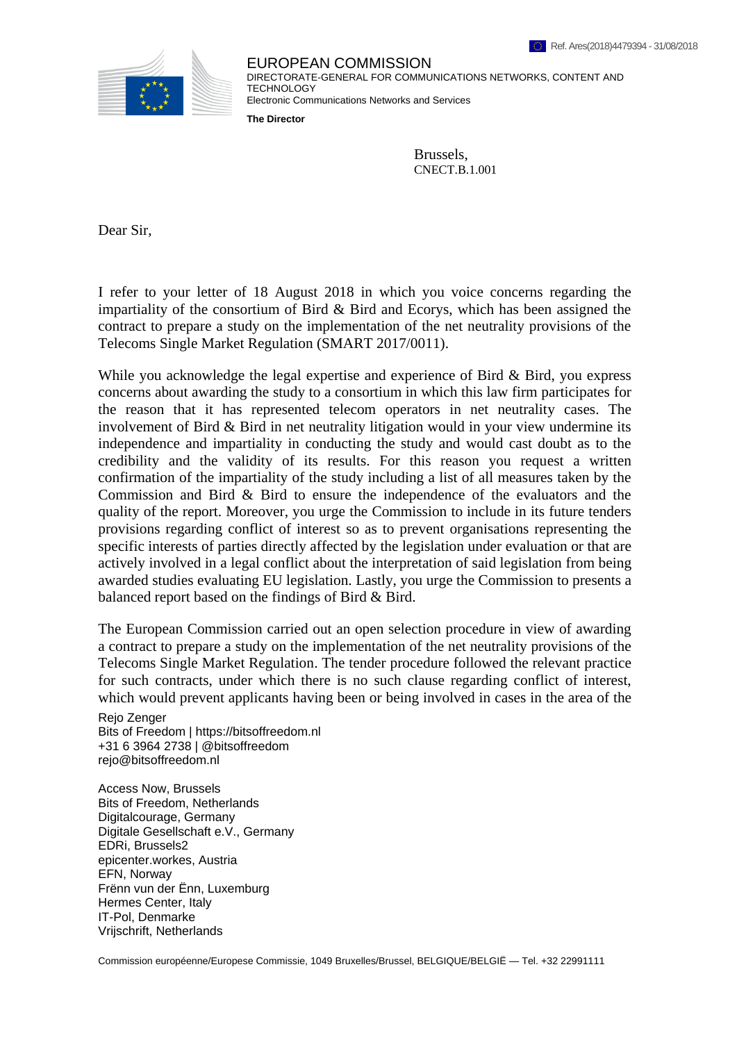EUROPEAN COMMISSION
DIRECTORATE-GENERAL FOR COMMUNICATIONS NETWORKS, CONTENT AND TECHNOLOGY
Electronic Communications Networks and Services

**The Director**

Ref. Ares(2018)4479394 - 31/08/2018

Brussels,
CNECT.B.1.001

Dear Sir,

I refer to your letter of 18 August 2018 in which you voice concerns regarding the impartiality of the consortium of Bird & Bird and Ecorys, which has been assigned the contract to prepare a study on the implementation of the net neutrality provisions of the Telecoms Single Market Regulation (SMART 2017/0011).

While you acknowledge the legal expertise and experience of Bird & Bird, you express concerns about awarding the study to a consortium in which this law firm participates for the reason that it has represented telecom operators in net neutrality cases. The involvement of Bird & Bird in net neutrality litigation would in your view undermine its independence and impartiality in conducting the study and would cast doubt as to the credibility and the validity of its results. For this reason you request a written confirmation of the impartiality of the study including a list of all measures taken by the Commission and Bird & Bird to ensure the independence of the evaluators and the quality of the report. Moreover, you urge the Commission to include in its future tenders provisions regarding conflict of interest so as to prevent organisations representing the specific interests of parties directly affected by the legislation under evaluation or that are actively involved in a legal conflict about the interpretation of said legislation from being awarded studies evaluating EU legislation. Lastly, you urge the Commission to presents a balanced report based on the findings of Bird & Bird.

The European Commission carried out an open selection procedure in view of awarding a contract to prepare a study on the implementation of the net neutrality provisions of the Telecoms Single Market Regulation. The tender procedure followed the relevant practice for such contracts, under which there is no such clause regarding conflict of interest, which would prevent applicants having been or being involved in cases in the area of the

Rejo Zenger
Bits of Freedom | https://bitsoffreedom.nl
+31 6 3964 2738 | @bitsoffreedom
rejo@bitsoffreedom.nl

Access Now, Brussels
Bits of Freedom, Netherlands
Digitalcourage, Germany
Digitale Gesellschaft e.V., Germany
EDRi, Brussels2
epicenter.workes, Austria
EFN, Norway
Frënn vun der Ënn, Luxemburg
Hermes Center, Italy
IT-Pol, Denmarke
Vrijschrift, Netherlands

Commission européenne/Europese Commissie, 1049 Bruxelles/Brussel, BELGIQUE/BELGIË — Tel. +32 22991111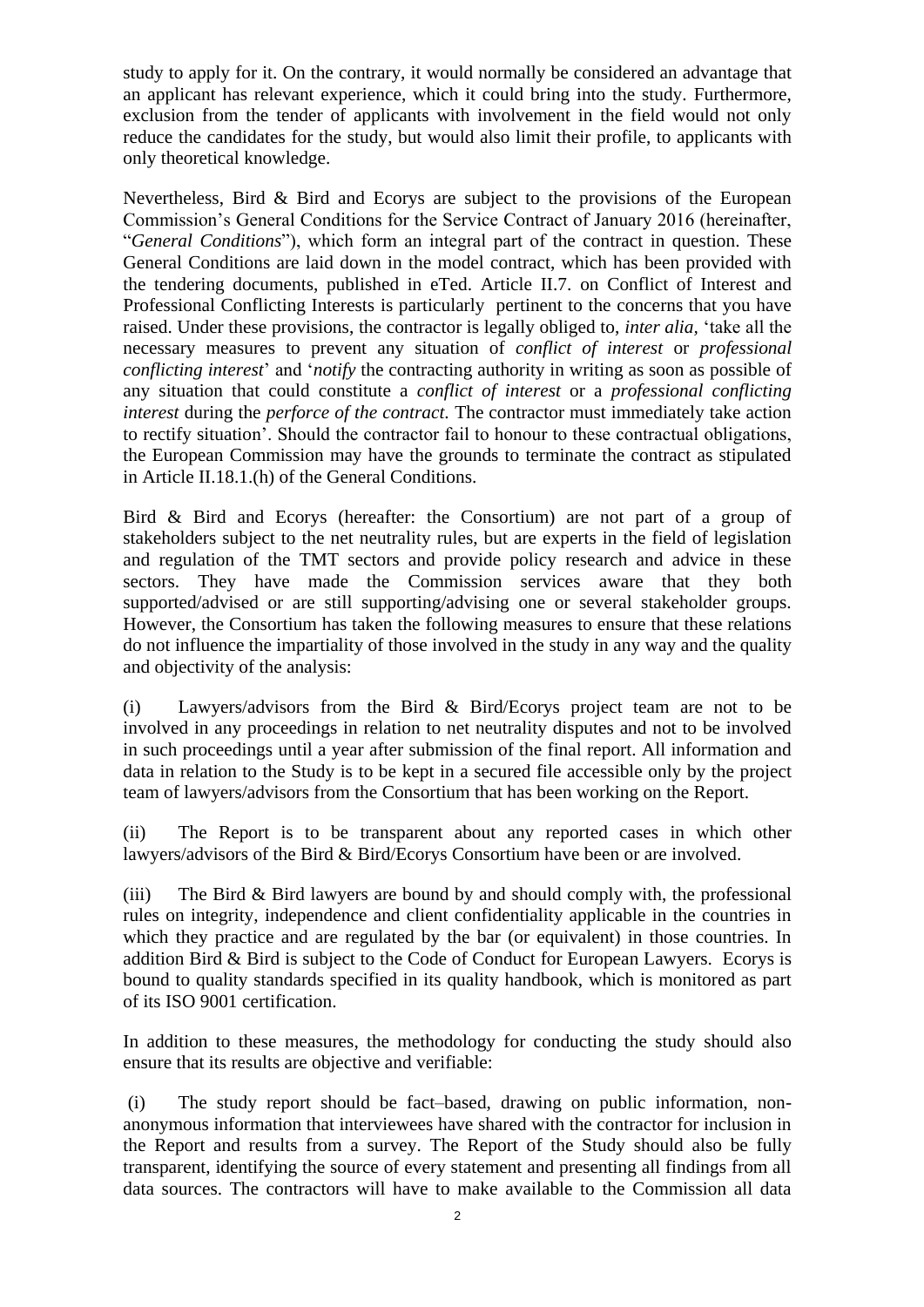study to apply for it. On the contrary, it would normally be considered an advantage that an applicant has relevant experience, which it could bring into the study. Furthermore, exclusion from the tender of applicants with involvement in the field would not only reduce the candidates for the study, but would also limit their profile, to applicants with only theoretical knowledge.

Nevertheless, Bird & Bird and Ecorys are subject to the provisions of the European Commission's General Conditions for the Service Contract of January 2016 (hereinafter, "*General Conditions*"), which form an integral part of the contract in question. These General Conditions are laid down in the model contract, which has been provided with the tendering documents, published in eTed. Article II.7. on Conflict of Interest and Professional Conflicting Interests is particularly pertinent to the concerns that you have raised. Under these provisions, the contractor is legally obliged to, *inter alia*, 'take all the necessary measures to prevent any situation of *conflict of interest* or *professional conflicting interest*' and '*notify* the contracting authority in writing as soon as possible of any situation that could constitute a *conflict of interest* or a *professional conflicting interest* during the *perforce of the contract*. The contractor must immediately take action to rectify situation'. Should the contractor fail to honour to these contractual obligations, the European Commission may have the grounds to terminate the contract as stipulated in Article II.18.1.(h) of the General Conditions.

Bird & Bird and Ecorys (hereafter: the Consortium) are not part of a group of stakeholders subject to the net neutrality rules, but are experts in the field of legislation and regulation of the TMT sectors and provide policy research and advice in these sectors. They have made the Commission services aware that they both supported/advised or are still supporting/advising one or several stakeholder groups. However, the Consortium has taken the following measures to ensure that these relations do not influence the impartiality of those involved in the study in any way and the quality and objectivity of the analysis:

(i) Lawyers/advisors from the Bird & Bird/Ecorys project team are not to be involved in any proceedings in relation to net neutrality disputes and not to be involved in such proceedings until a year after submission of the final report. All information and data in relation to the Study is to be kept in a secured file accessible only by the project team of lawyers/advisors from the Consortium that has been working on the Report.

(ii) The Report is to be transparent about any reported cases in which other lawyers/advisors of the Bird & Bird/Ecorys Consortium have been or are involved.

(iii) The Bird & Bird lawyers are bound by and should comply with, the professional rules on integrity, independence and client confidentiality applicable in the countries in which they practice and are regulated by the bar (or equivalent) in those countries. In addition Bird & Bird is subject to the Code of Conduct for European Lawyers. Ecorys is bound to quality standards specified in its quality handbook, which is monitored as part of its ISO 9001 certification.

In addition to these measures, the methodology for conducting the study should also ensure that its results are objective and verifiable:

(i) The study report should be fact–based, drawing on public information, non-anonymous information that interviewees have shared with the contractor for inclusion in the Report and results from a survey. The Report of the Study should also be fully transparent, identifying the source of every statement and presenting all findings from all data sources. The contractors will have to make available to the Commission all data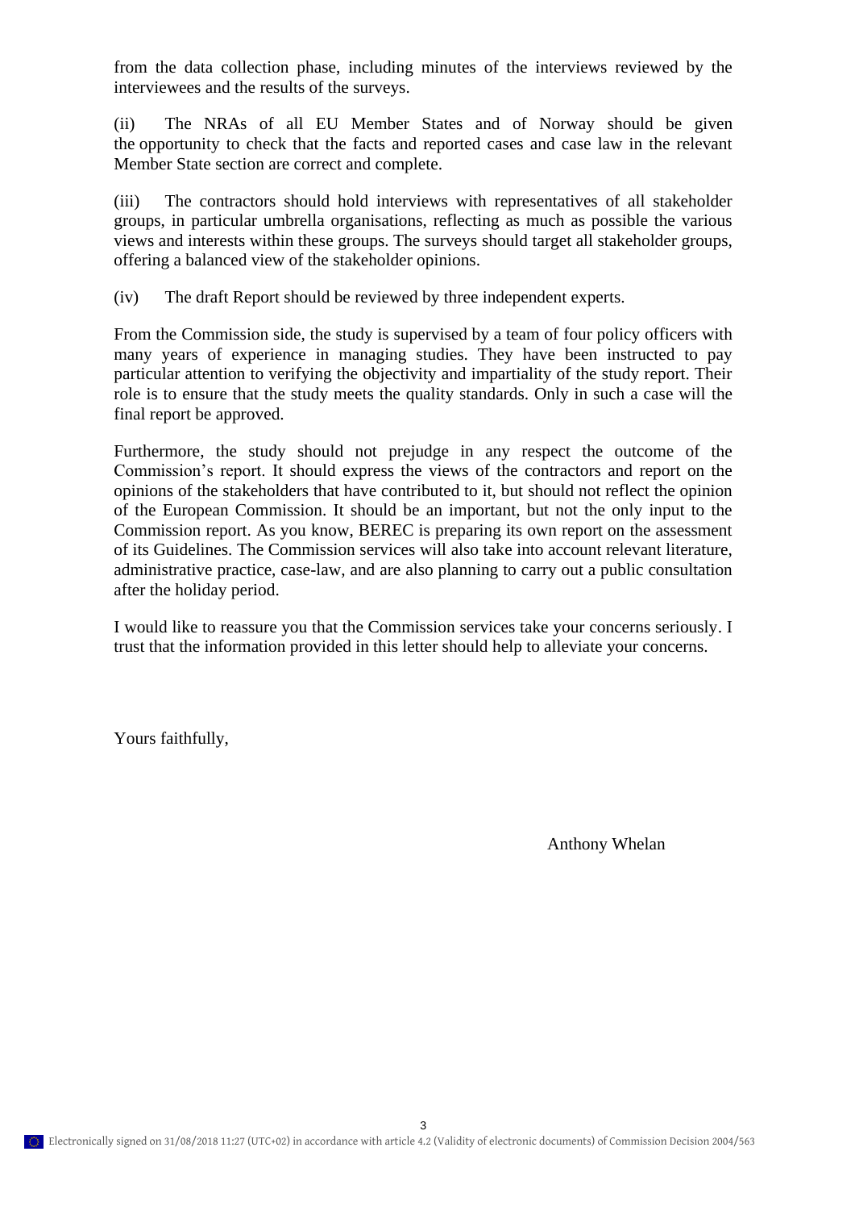from the data collection phase, including minutes of the interviews reviewed by the interviewees and the results of the surveys.

(ii) The NRAs of all EU Member States and of Norway should be given the opportunity to check that the facts and reported cases and case law in the relevant Member State section are correct and complete.

(iii) The contractors should hold interviews with representatives of all stakeholder groups, in particular umbrella organisations, reflecting as much as possible the various views and interests within these groups. The surveys should target all stakeholder groups, offering a balanced view of the stakeholder opinions.

(iv) The draft Report should be reviewed by three independent experts.

From the Commission side, the study is supervised by a team of four policy officers with many years of experience in managing studies. They have been instructed to pay particular attention to verifying the objectivity and impartiality of the study report. Their role is to ensure that the study meets the quality standards. Only in such a case will the final report be approved.

Furthermore, the study should not prejudge in any respect the outcome of the Commission's report. It should express the views of the contractors and report on the opinions of the stakeholders that have contributed to it, but should not reflect the opinion of the European Commission. It should be an important, but not the only input to the Commission report. As you know, BEREC is preparing its own report on the assessment of its Guidelines. The Commission services will also take into account relevant literature, administrative practice, case-law, and are also planning to carry out a public consultation after the holiday period.

I would like to reassure you that the Commission services take your concerns seriously. I trust that the information provided in this letter should help to alleviate your concerns.

Yours faithfully,

Anthony Whelan

Electronically signed on 31/08/2018 11:27 (UTC+02) in accordance with article 4.2 (Validity of electronic documents) of Commission Decision 2004/563